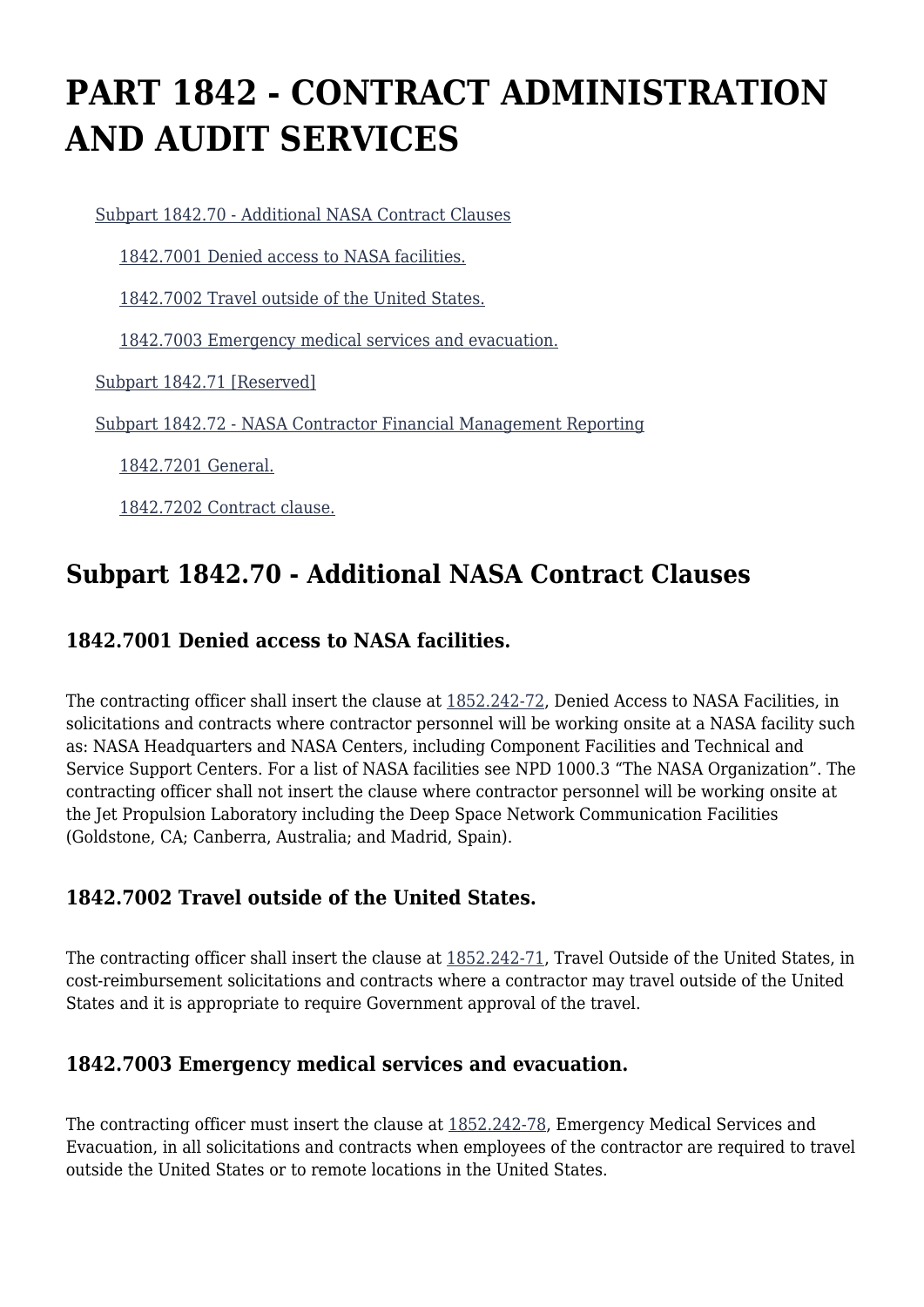# PART 1842 - CONTRACT ADMINISTRATION AND AUDIT SERVICES

- Subpart 1842.70 - Additional NASA Contract Clauses
  - 1842.7001 Denied access to NASA facilities.
  - 1842.7002 Travel outside of the United States.
  - 1842.7003 Emergency medical services and evacuation.
- Subpart 1842.71 [Reserved]
- Subpart 1842.72 - NASA Contractor Financial Management Reporting
  - 1842.7201 General.
  - 1842.7202 Contract clause.

## Subpart 1842.70 - Additional NASA Contract Clauses

### 1842.7001 Denied access to NASA facilities.

The contracting officer shall insert the clause at 1852.242-72, Denied Access to NASA Facilities, in solicitations and contracts where contractor personnel will be working onsite at a NASA facility such as: NASA Headquarters and NASA Centers, including Component Facilities and Technical and Service Support Centers. For a list of NASA facilities see NPD 1000.3 "The NASA Organization". The contracting officer shall not insert the clause where contractor personnel will be working onsite at the Jet Propulsion Laboratory including the Deep Space Network Communication Facilities (Goldstone, CA; Canberra, Australia; and Madrid, Spain).

### 1842.7002 Travel outside of the United States.

The contracting officer shall insert the clause at 1852.242-71, Travel Outside of the United States, in cost-reimbursement solicitations and contracts where a contractor may travel outside of the United States and it is appropriate to require Government approval of the travel.

### 1842.7003 Emergency medical services and evacuation.

The contracting officer must insert the clause at 1852.242-78, Emergency Medical Services and Evacuation, in all solicitations and contracts when employees of the contractor are required to travel outside the United States or to remote locations in the United States.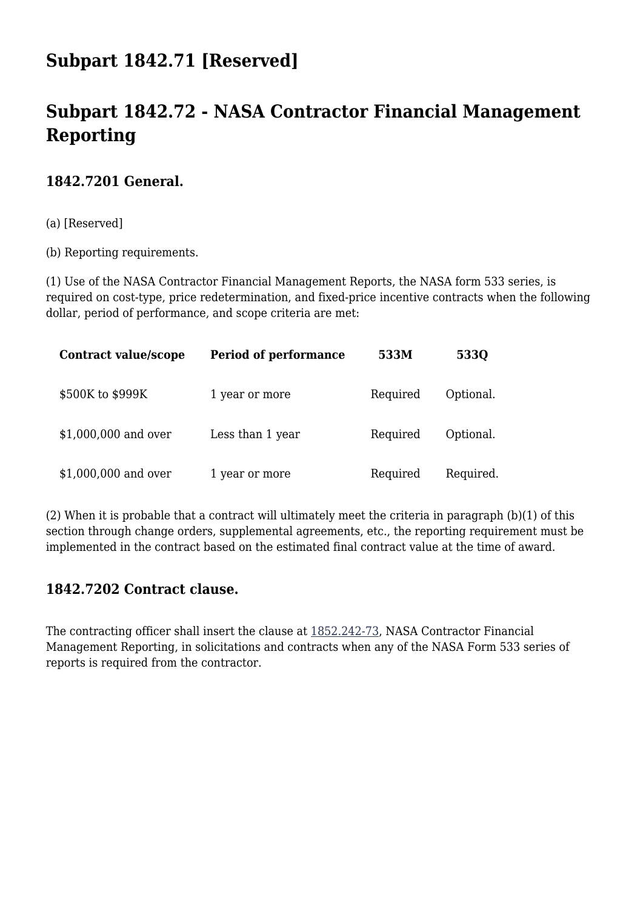## Subpart 1842.71 [Reserved]

## Subpart 1842.72 - NASA Contractor Financial Management Reporting

### 1842.7201 General.

(a) [Reserved]

(b) Reporting requirements.

(1) Use of the NASA Contractor Financial Management Reports, the NASA form 533 series, is required on cost-type, price redetermination, and fixed-price incentive contracts when the following dollar, period of performance, and scope criteria are met:

| Contract value/scope | Period of performance | 533M | 533Q |
|---|---|---|---|
| $500K to $999K | 1 year or more | Required | Optional. |
| $1,000,000 and over | Less than 1 year | Required | Optional. |
| $1,000,000 and over | 1 year or more | Required | Required. |

(2) When it is probable that a contract will ultimately meet the criteria in paragraph (b)(1) of this section through change orders, supplemental agreements, etc., the reporting requirement must be implemented in the contract based on the estimated final contract value at the time of award.

### 1842.7202 Contract clause.

The contracting officer shall insert the clause at 1852.242-73, NASA Contractor Financial Management Reporting, in solicitations and contracts when any of the NASA Form 533 series of reports is required from the contractor.